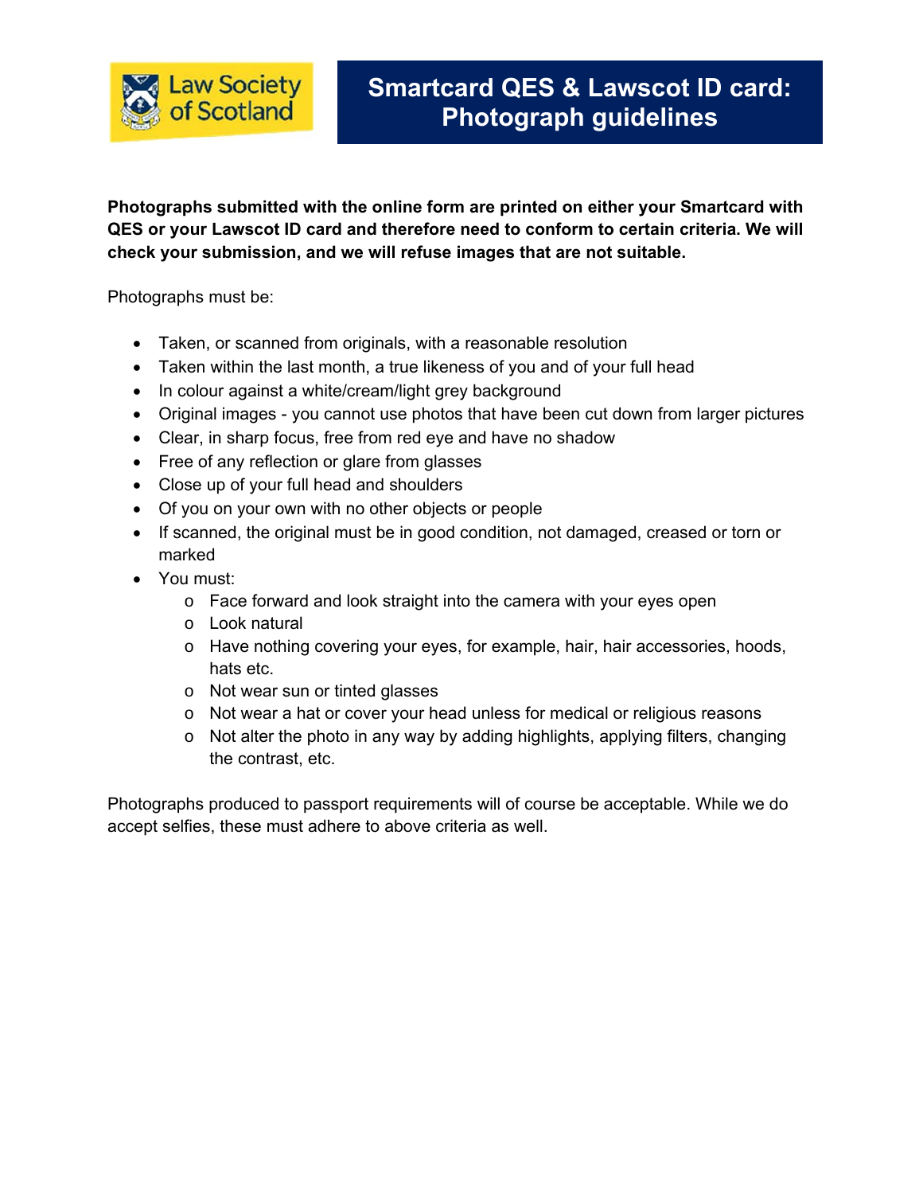Law Society of Scotland

# Smartcard QES & Lawscot ID card: Photograph guidelines

**Photographs submitted with the online form are printed on either your Smartcard with QES or your Lawscot ID card and therefore need to conform to certain criteria. We will check your submission, and we will refuse images that are not suitable.**

Photographs must be:

- Taken, or scanned from originals, with a reasonable resolution
- Taken within the last month, a true likeness of you and of your full head
- In colour against a white/cream/light grey background
- Original images - you cannot use photos that have been cut down from larger pictures
- Clear, in sharp focus, free from red eye and have no shadow
- Free of any reflection or glare from glasses
- Close up of your full head and shoulders
- Of you on your own with no other objects or people
- If scanned, the original must be in good condition, not damaged, creased or torn or marked
- You must:
  - Face forward and look straight into the camera with your eyes open
  - Look natural
  - Have nothing covering your eyes, for example, hair, hair accessories, hoods, hats etc.
  - Not wear sun or tinted glasses
  - Not wear a hat or cover your head unless for medical or religious reasons
  - Not alter the photo in any way by adding highlights, applying filters, changing the contrast, etc.

Photographs produced to passport requirements will of course be acceptable. While we do accept selfies, these must adhere to above criteria as well.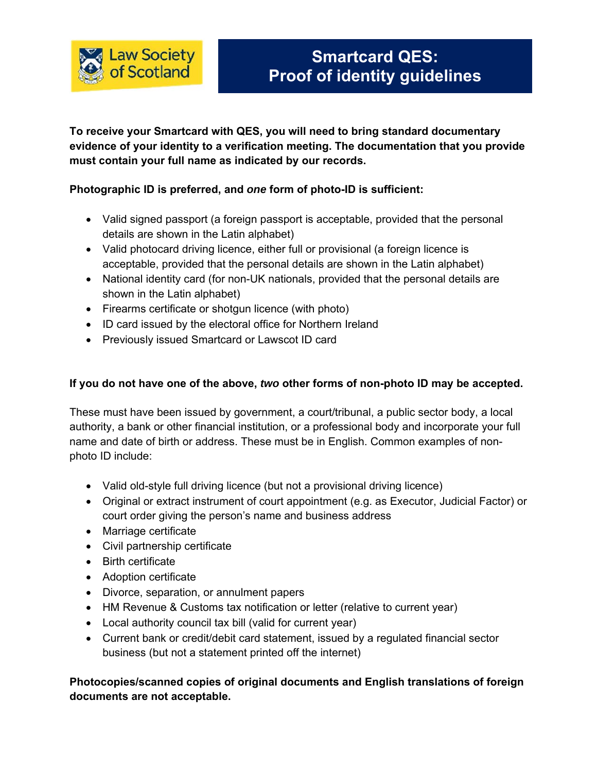# Smartcard QES: Proof of identity guidelines

**To receive your Smartcard with QES, you will need to bring standard documentary evidence of your identity to a verification meeting. The documentation that you provide must contain your full name as indicated by our records.**

**Photographic ID is preferred, and *one* form of photo-ID is sufficient:**

- Valid signed passport (a foreign passport is acceptable, provided that the personal details are shown in the Latin alphabet)
- Valid photocard driving licence, either full or provisional (a foreign licence is acceptable, provided that the personal details are shown in the Latin alphabet)
- National identity card (for non-UK nationals, provided that the personal details are shown in the Latin alphabet)
- Firearms certificate or shotgun licence (with photo)
- ID card issued by the electoral office for Northern Ireland
- Previously issued Smartcard or Lawscot ID card

**If you do not have one of the above, *two* other forms of non-photo ID may be accepted.**

These must have been issued by government, a court/tribunal, a public sector body, a local authority, a bank or other financial institution, or a professional body and incorporate your full name and date of birth or address. These must be in English. Common examples of non-photo ID include:

- Valid old-style full driving licence (but not a provisional driving licence)
- Original or extract instrument of court appointment (e.g. as Executor, Judicial Factor) or court order giving the person's name and business address
- Marriage certificate
- Civil partnership certificate
- Birth certificate
- Adoption certificate
- Divorce, separation, or annulment papers
- HM Revenue & Customs tax notification or letter (relative to current year)
- Local authority council tax bill (valid for current year)
- Current bank or credit/debit card statement, issued by a regulated financial sector business (but not a statement printed off the internet)

**Photocopies/scanned copies of original documents and English translations of foreign documents are not acceptable.**